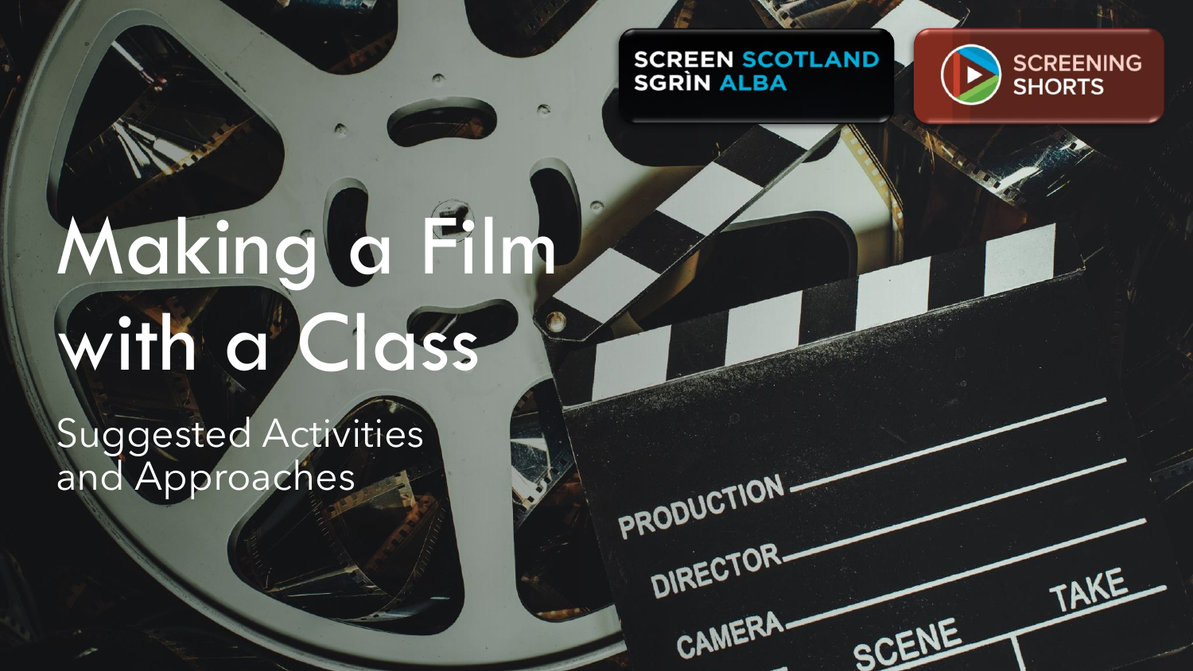SCREEN SCOTLAND
SGRÌN ALBA

SCREENING SHORTS

# Making a Film with a Class

## Suggested Activities and Approaches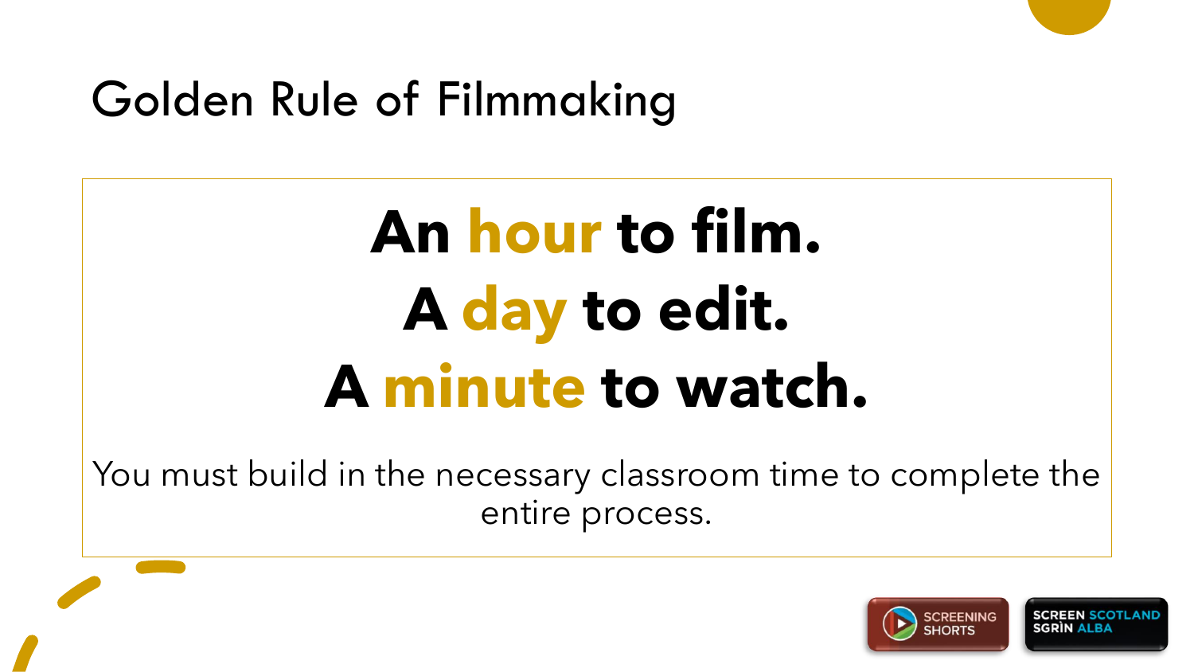# Golden Rule of Filmmaking

**An hour to film.**
**A day to edit.**
**A minute to watch.**

You must build in the necessary classroom time to complete the entire process.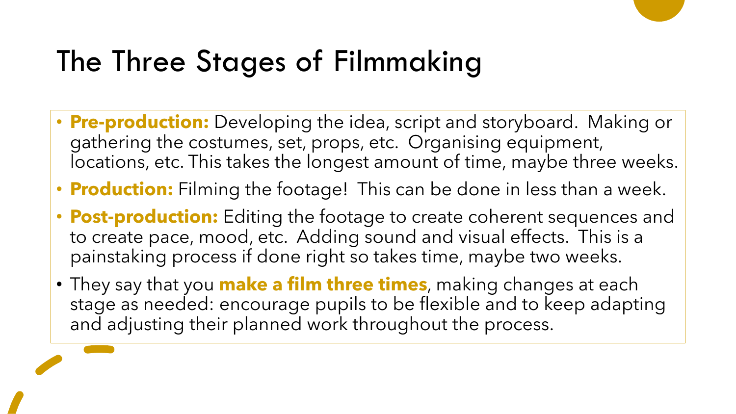# The Three Stages of Filmmaking

- **Pre-production:** Developing the idea, script and storyboard. Making or gathering the costumes, set, props, etc. Organising equipment, locations, etc. This takes the longest amount of time, maybe three weeks.
- **Production:** Filming the footage! This can be done in less than a week.
- **Post-production:** Editing the footage to create coherent sequences and to create pace, mood, etc. Adding sound and visual effects. This is a painstaking process if done right so takes time, maybe two weeks.
- They say that you **make a film three times**, making changes at each stage as needed: encourage pupils to be flexible and to keep adapting and adjusting their planned work throughout the process.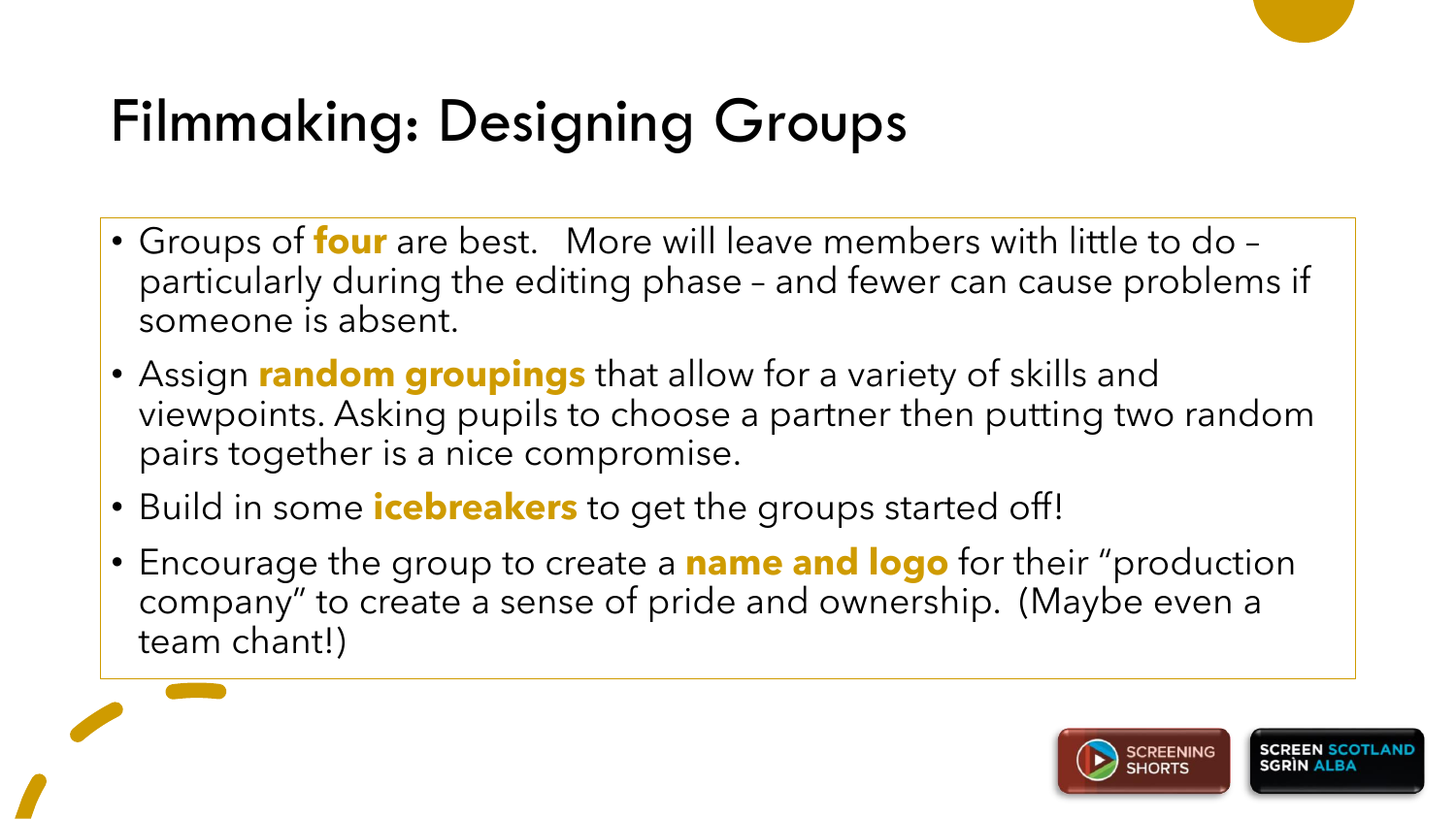# Filmmaking: Designing Groups

- Groups of **four** are best. More will leave members with little to do – particularly during the editing phase – and fewer can cause problems if someone is absent.
- Assign **random groupings** that allow for a variety of skills and viewpoints. Asking pupils to choose a partner then putting two random pairs together is a nice compromise.
- Build in some **icebreakers** to get the groups started off!
- Encourage the group to create a **name and logo** for their "production company" to create a sense of pride and ownership. (Maybe even a team chant!)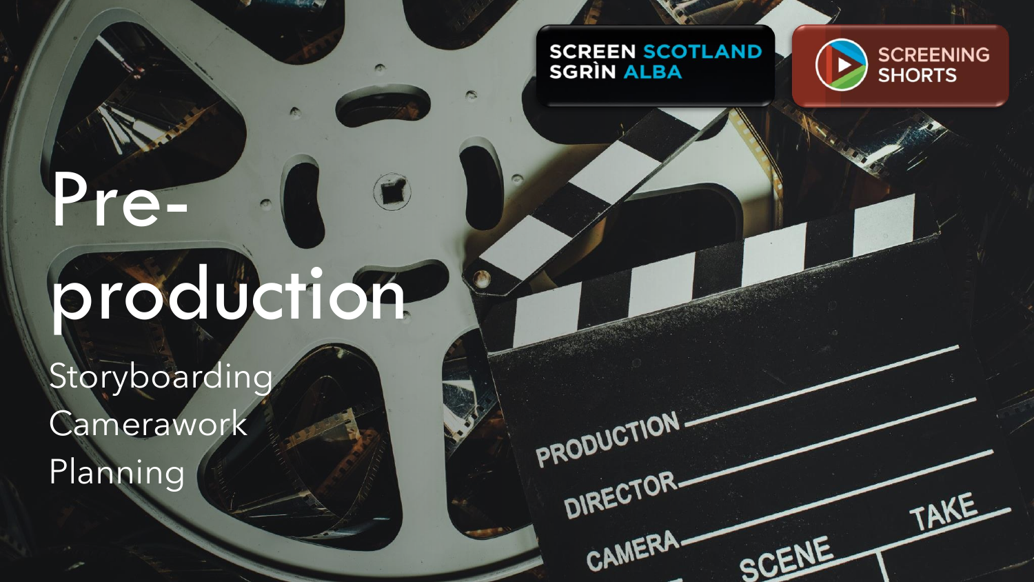# Pre-production

Storyboarding

Camerawork

Planning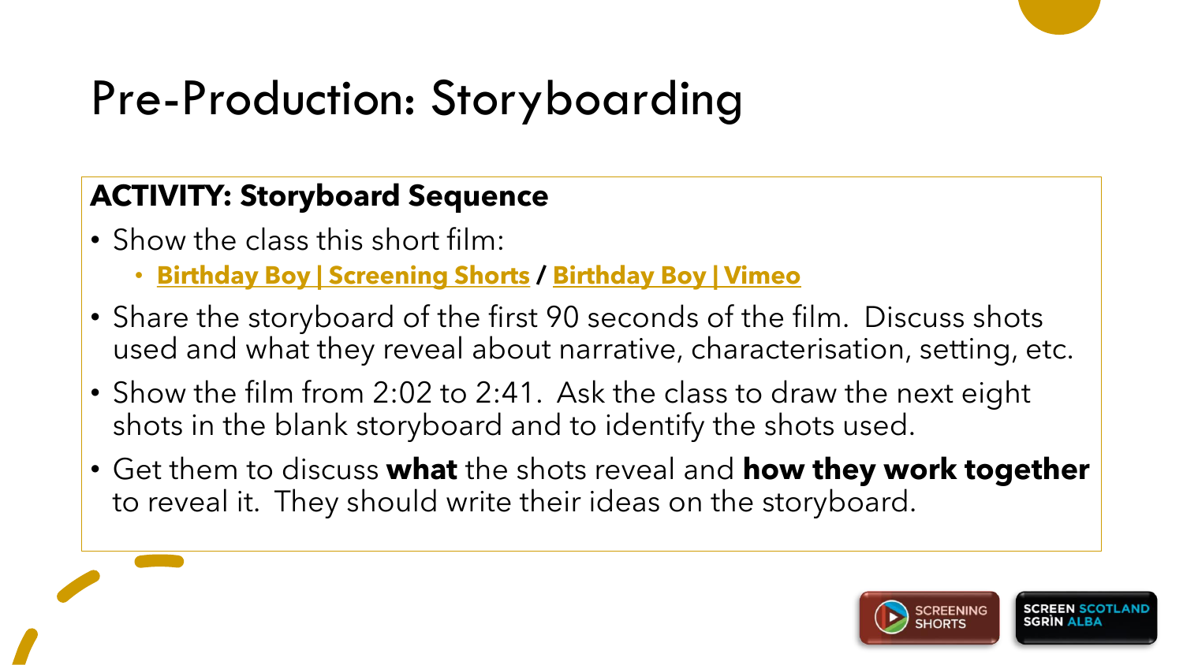# Pre-Production: Storyboarding

**ACTIVITY: Storyboard Sequence**

- Show the class this short film:
  - **Birthday Boy | Screening Shorts** / **Birthday Boy | Vimeo**
- Share the storyboard of the first 90 seconds of the film. Discuss shots used and what they reveal about narrative, characterisation, setting, etc.
- Show the film from 2:02 to 2:41. Ask the class to draw the next eight shots in the blank storyboard and to identify the shots used.
- Get them to discuss **what** the shots reveal and **how they work together** to reveal it. They should write their ideas on the storyboard.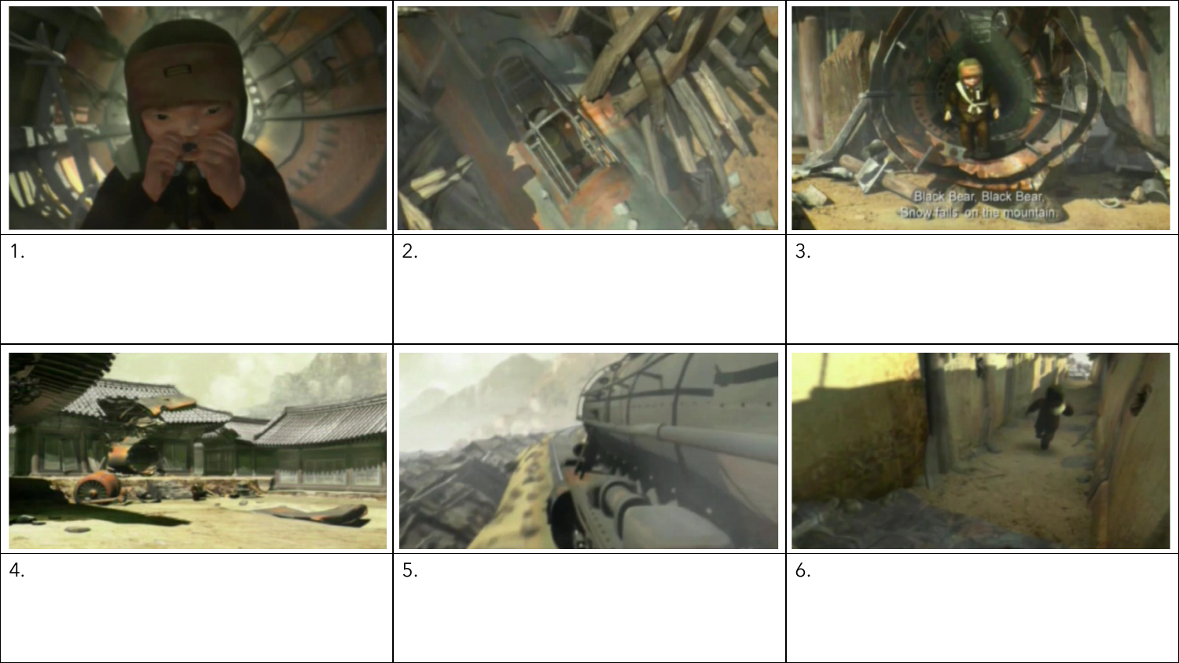|  |  |  |
| --- | --- | --- |
| 1. | 2. | 3. |
|  |  |  |
| 4. | 5. | 6. |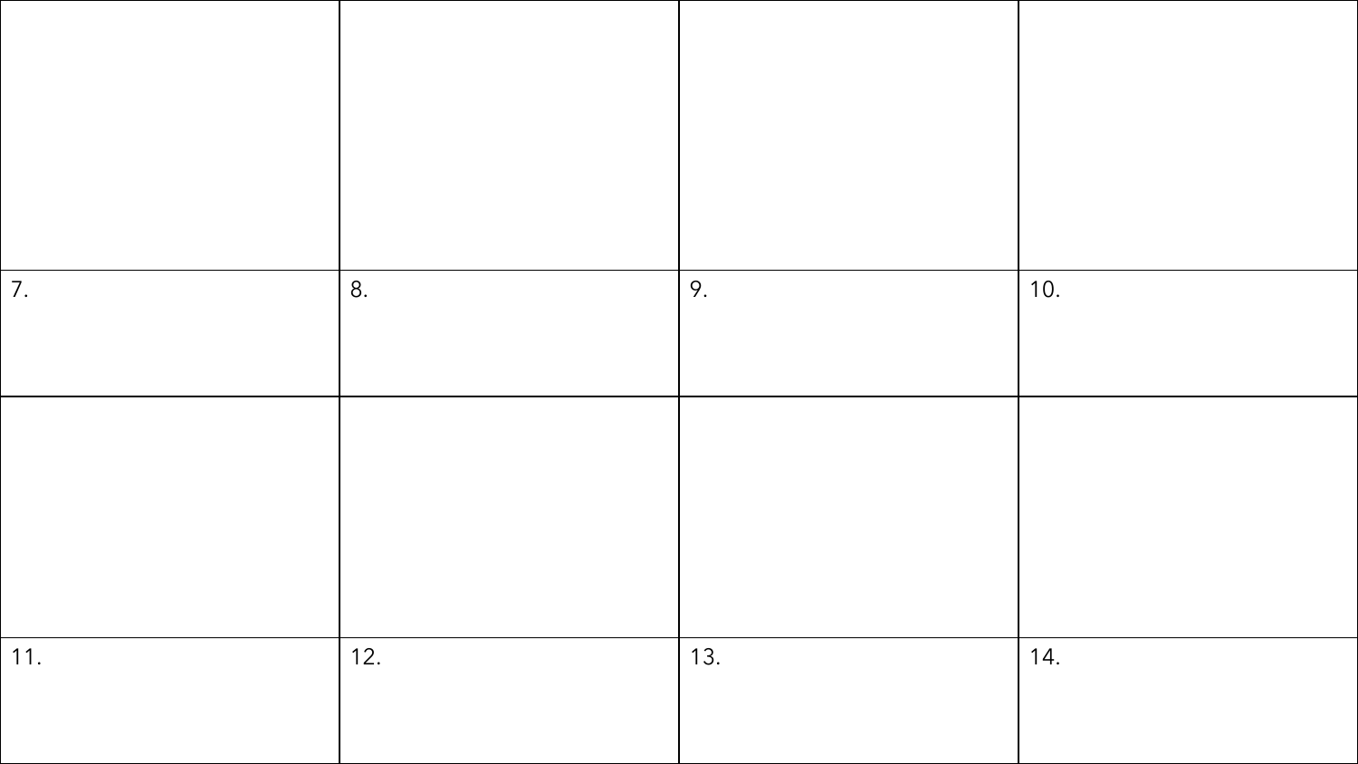|  |  |  |  |
| --- | --- | --- | --- |
| 7. | 8. | 9. | 10. |
|  |  |  |  |
| 11. | 12. | 13. | 14. |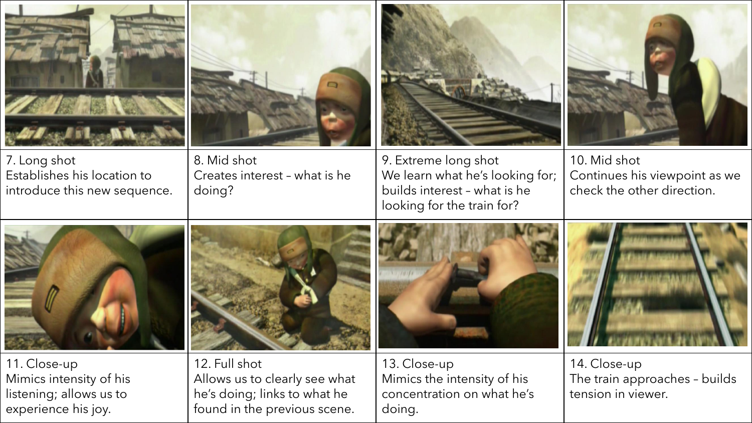| | | | |
|---|---|---|---|
| 7. Long shot<br>Establishes his location to introduce this new sequence. | 8. Mid shot<br>Creates interest – what is he doing? | 9. Extreme long shot<br>We learn what he's looking for; builds interest – what is he looking for the train for? | 10. Mid shot<br>Continues his viewpoint as we check the other direction. |
| 11. Close-up<br>Mimics intensity of his listening; allows us to experience his joy. | 12. Full shot<br>Allows us to clearly see what he's doing; links to what he found in the previous scene. | 13. Close-up<br>Mimics the intensity of his concentration on what he's doing. | 14. Close-up<br>The train approaches – builds tension in viewer. |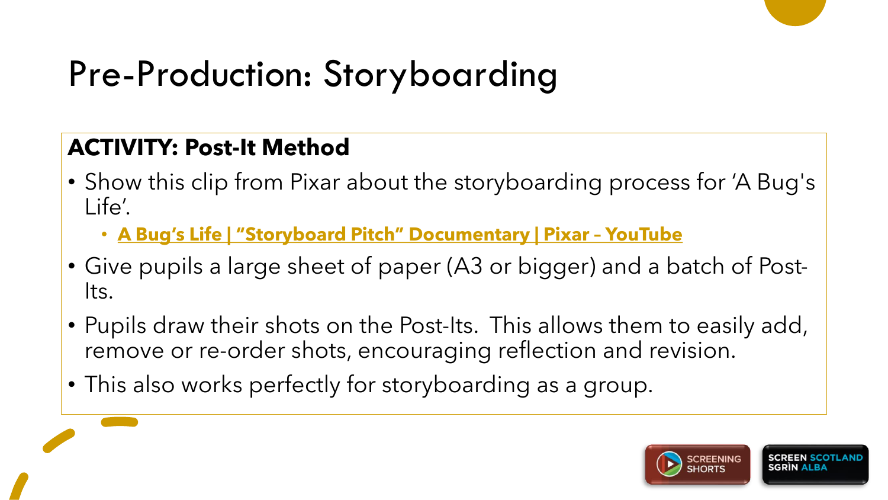# Pre-Production: Storyboarding

**ACTIVITY: Post-It Method**

- Show this clip from Pixar about the storyboarding process for 'A Bug's Life'.
  - **A Bug's Life | "Storyboard Pitch" Documentary | Pixar – YouTube**
- Give pupils a large sheet of paper (A3 or bigger) and a batch of Post-Its.
- Pupils draw their shots on the Post-Its. This allows them to easily add, remove or re-order shots, encouraging reflection and revision.
- This also works perfectly for storyboarding as a group.

SCREENING SHORTS

SCREEN SCOTLAND SGRÌN ALBA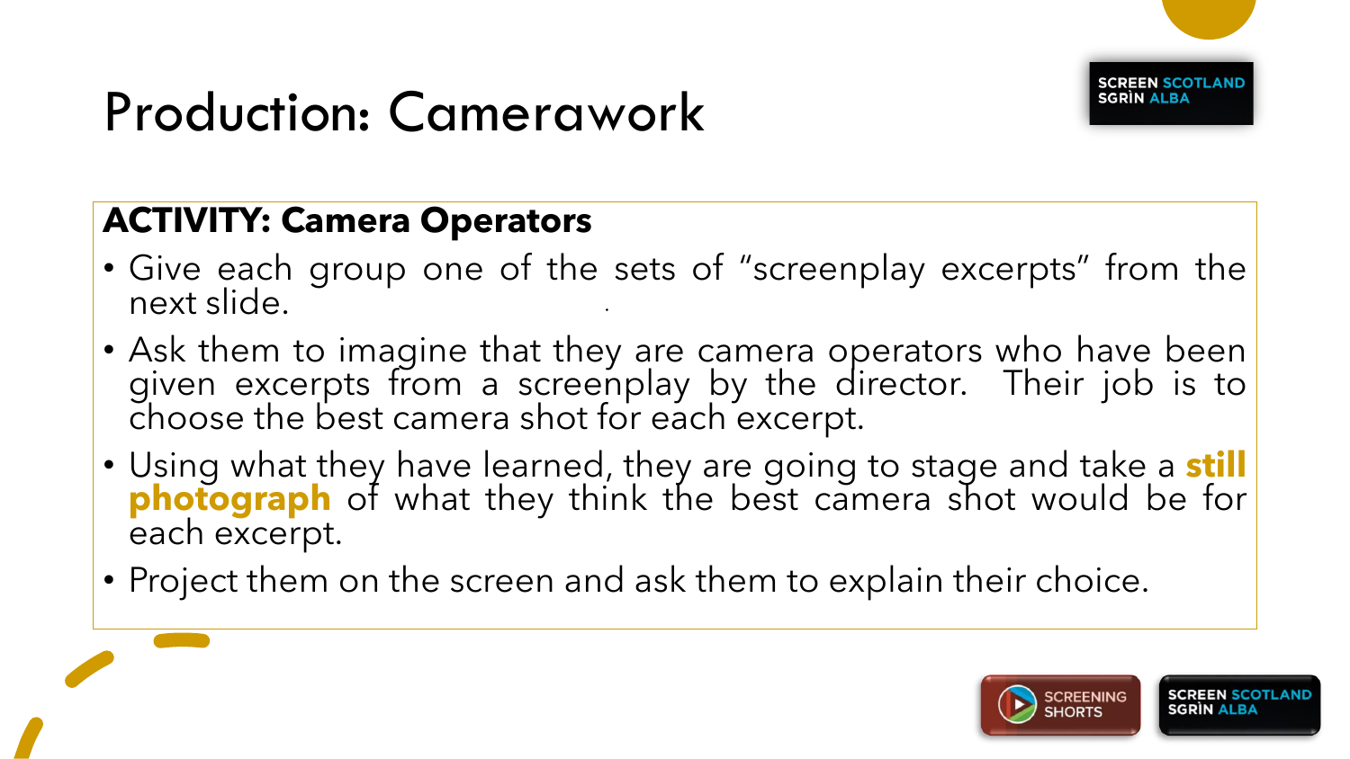# Production: Camerawork

**ACTIVITY: Camera Operators**

- Give each group one of the sets of "screenplay excerpts" from the next slide.
- Ask them to imagine that they are camera operators who have been given excerpts from a screenplay by the director. Their job is to choose the best camera shot for each excerpt.
- Using what they have learned, they are going to stage and take a **still photograph** of what they think the best camera shot would be for each excerpt.
- Project them on the screen and ask them to explain their choice.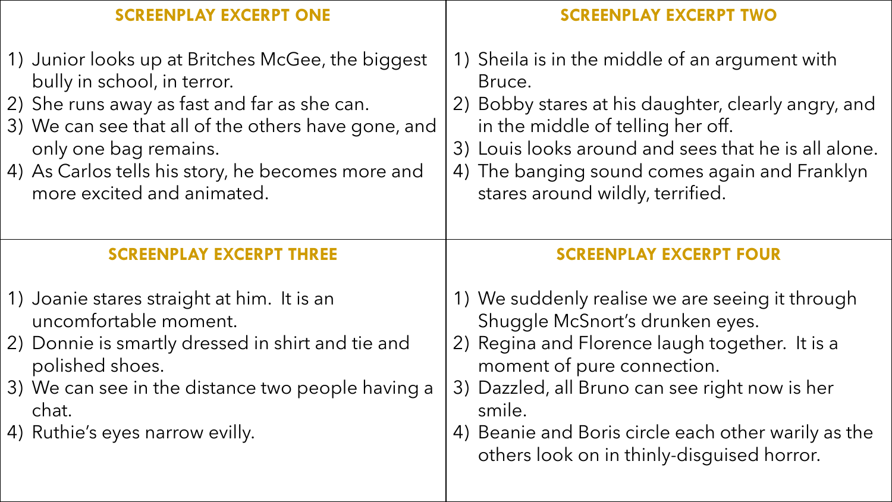## SCREENPLAY EXCERPT ONE

1) Junior looks up at Britches McGee, the biggest bully in school, in terror.
2) She runs away as fast and far as she can.
3) We can see that all of the others have gone, and only one bag remains.
4) As Carlos tells his story, he becomes more and more excited and animated.

## SCREENPLAY EXCERPT TWO

1) Sheila is in the middle of an argument with Bruce.
2) Bobby stares at his daughter, clearly angry, and in the middle of telling her off.
3) Louis looks around and sees that he is all alone.
4) The banging sound comes again and Franklyn stares around wildly, terrified.

## SCREENPLAY EXCERPT THREE

1) Joanie stares straight at him. It is an uncomfortable moment.
2) Donnie is smartly dressed in shirt and tie and polished shoes.
3) We can see in the distance two people having a chat.
4) Ruthie's eyes narrow evilly.

## SCREENPLAY EXCERPT FOUR

1) We suddenly realise we are seeing it through Shuggle McSnort's drunken eyes.
2) Regina and Florence laugh together. It is a moment of pure connection.
3) Dazzled, all Bruno can see right now is her smile.
4) Beanie and Boris circle each other warily as the others look on in thinly-disguised horror.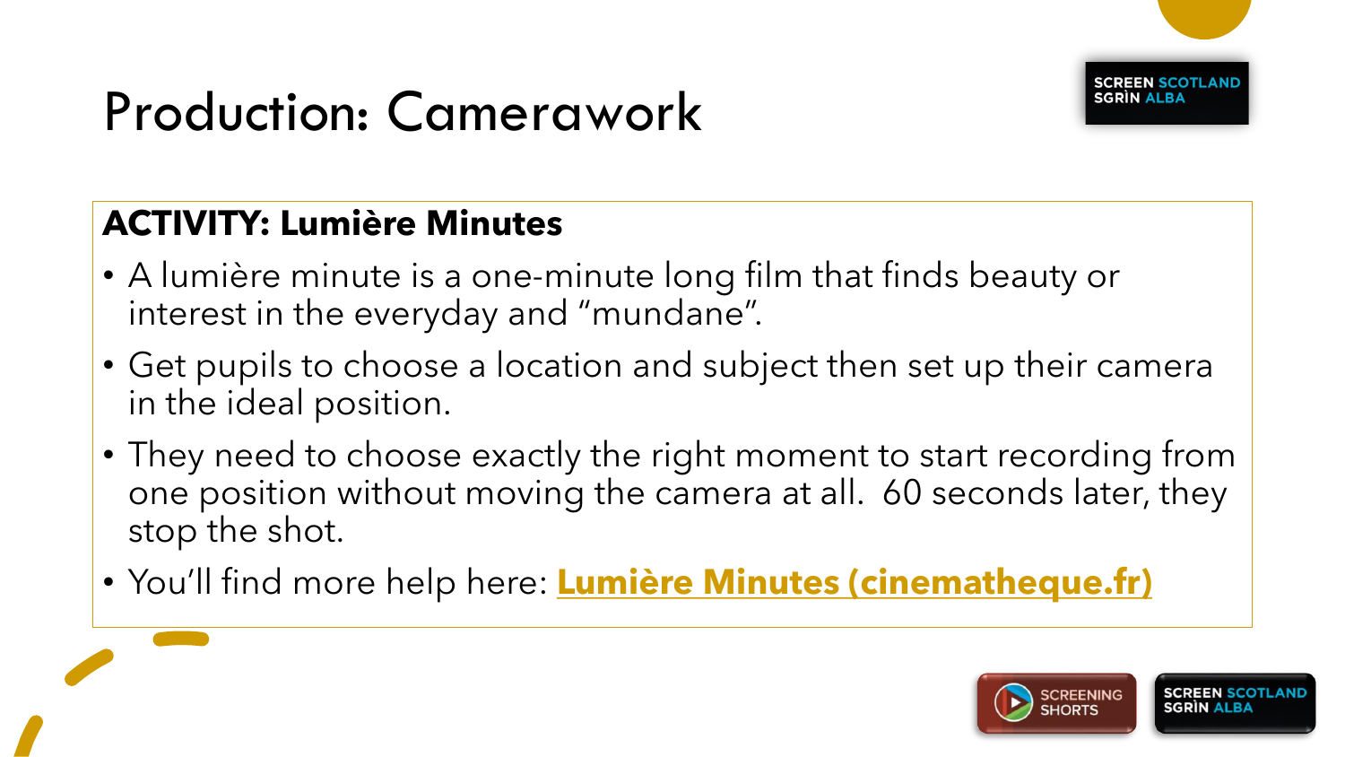# Production: Camerawork

**ACTIVITY: Lumière Minutes**

- A lumière minute is a one-minute long film that finds beauty or interest in the everyday and “mundane”.
- Get pupils to choose a location and subject then set up their camera in the ideal position.
- They need to choose exactly the right moment to start recording from one position without moving the camera at all. 60 seconds later, they stop the shot.
- You’ll find more help here: **Lumière Minutes (cinematheque.fr)**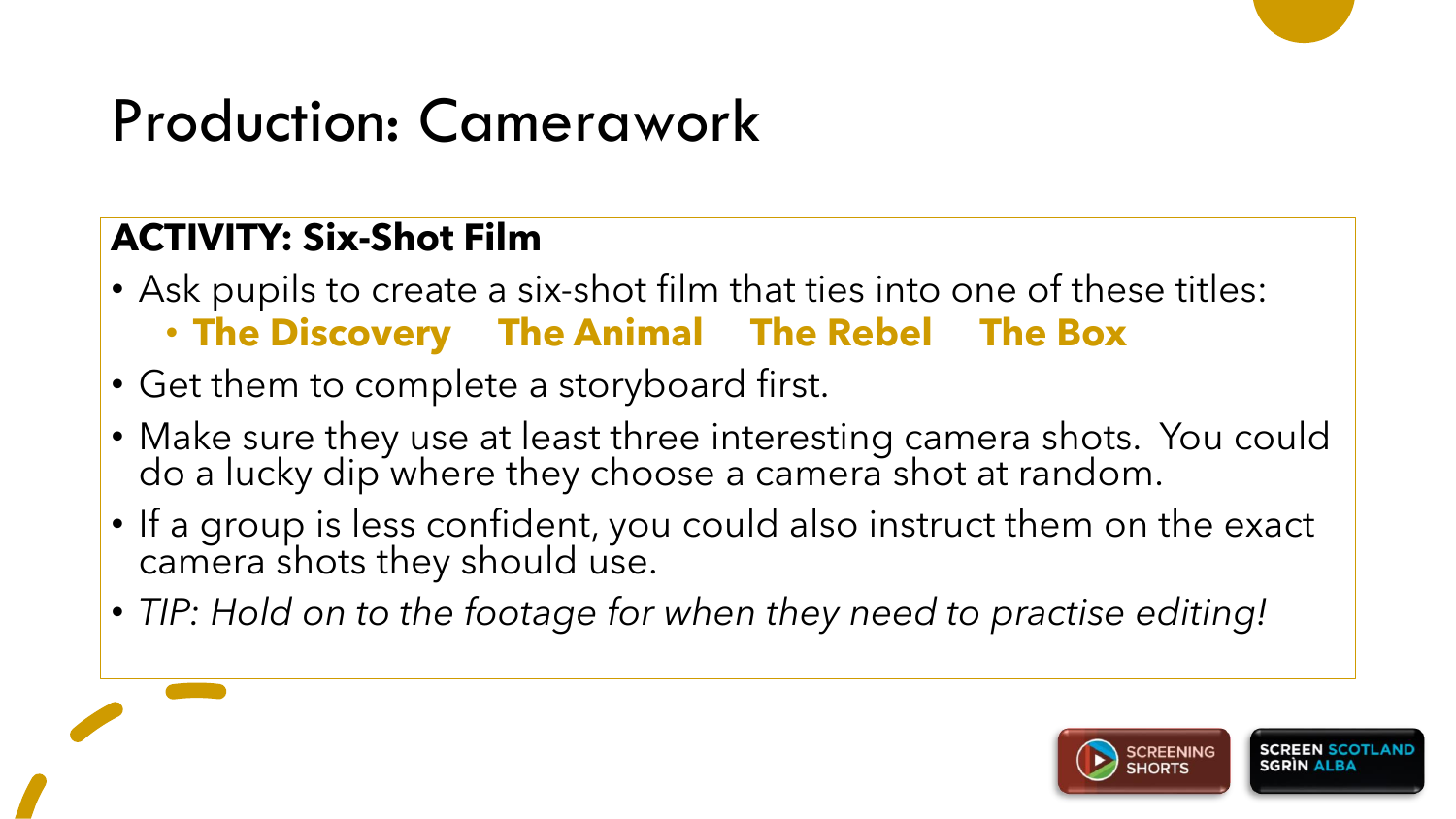# Production: Camerawork

**ACTIVITY: Six-Shot Film**

- Ask pupils to create a six-shot film that ties into one of these titles:
  - **The Discovery** **The Animal** **The Rebel** **The Box**
- Get them to complete a storyboard first.
- Make sure they use at least three interesting camera shots. You could do a lucky dip where they choose a camera shot at random.
- If a group is less confident, you could also instruct them on the exact camera shots they should use.
- *TIP: Hold on to the footage for when they need to practise editing!*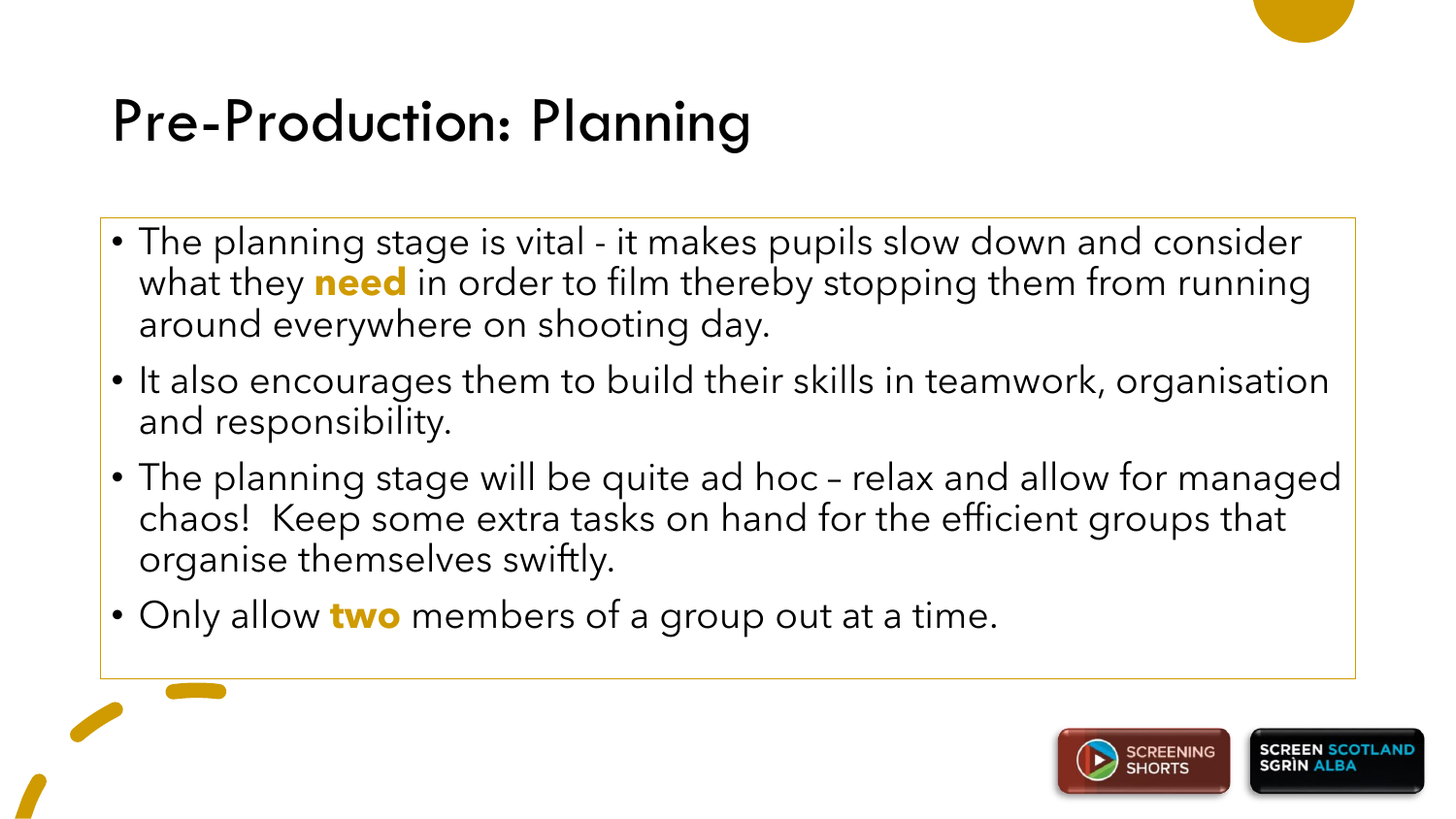# Pre-Production: Planning

- The planning stage is vital - it makes pupils slow down and consider what they **need** in order to film thereby stopping them from running around everywhere on shooting day.
- It also encourages them to build their skills in teamwork, organisation and responsibility.
- The planning stage will be quite ad hoc – relax and allow for managed chaos! Keep some extra tasks on hand for the efficient groups that organise themselves swiftly.
- Only allow **two** members of a group out at a time.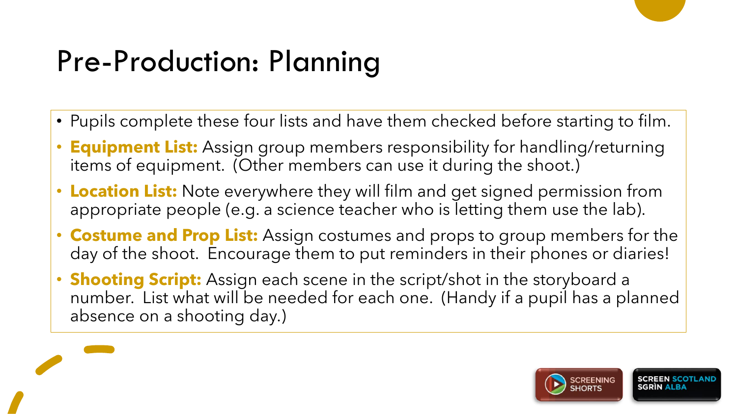# Pre-Production: Planning

- Pupils complete these four lists and have them checked before starting to film.
- **Equipment List:** Assign group members responsibility for handling/returning items of equipment. (Other members can use it during the shoot.)
- **Location List:** Note everywhere they will film and get signed permission from appropriate people (e.g. a science teacher who is letting them use the lab).
- **Costume and Prop List:** Assign costumes and props to group members for the day of the shoot. Encourage them to put reminders in their phones or diaries!
- **Shooting Script:** Assign each scene in the script/shot in the storyboard a number. List what will be needed for each one. (Handy if a pupil has a planned absence on a shooting day.)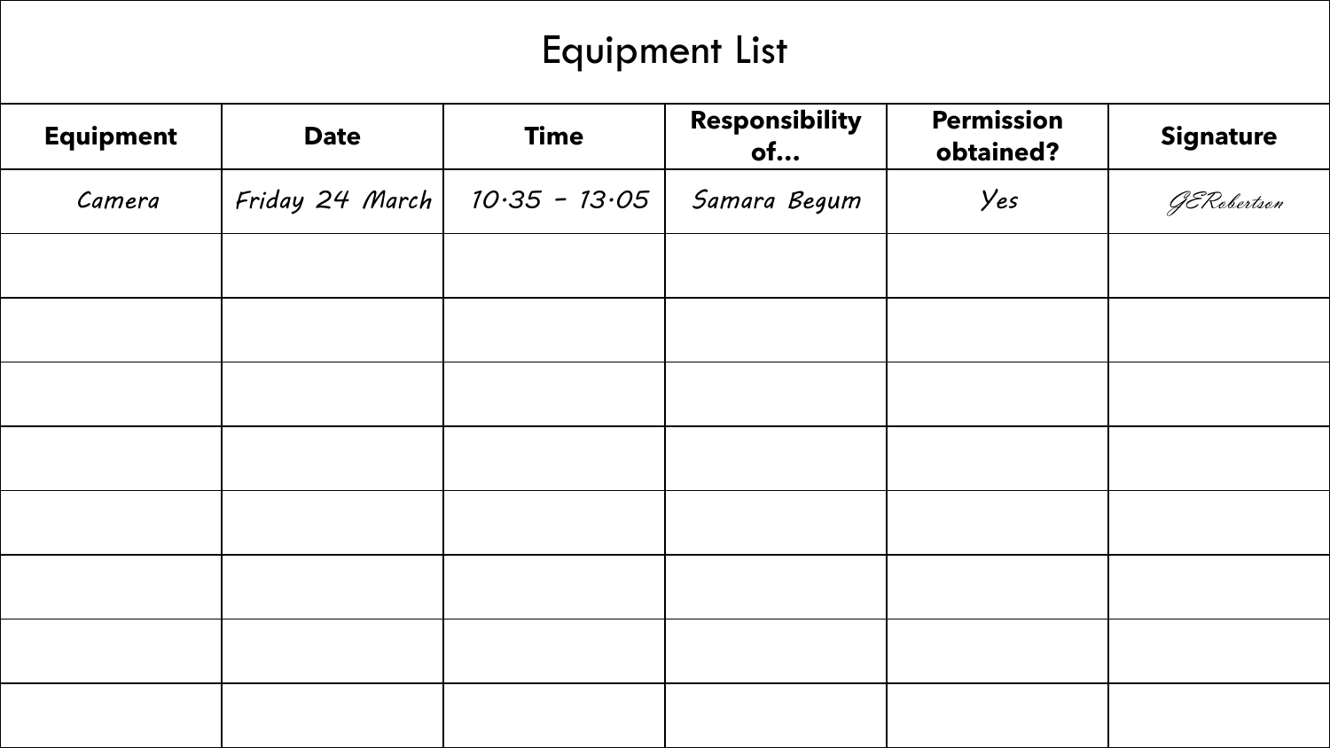# Equipment List

| Equipment | Date | Time | Responsibility of… | Permission obtained? | Signature |
|---|---|---|---|---|---|
| Camera | Friday 24 March | 10·35 – 13·05 | Samara Begum | Yes | GERobertson |
| | | | | | |
| | | | | | |
| | | | | | |
| | | | | | |
| | | | | | |
| | | | | | |
| | | | | | |
| | | | | | |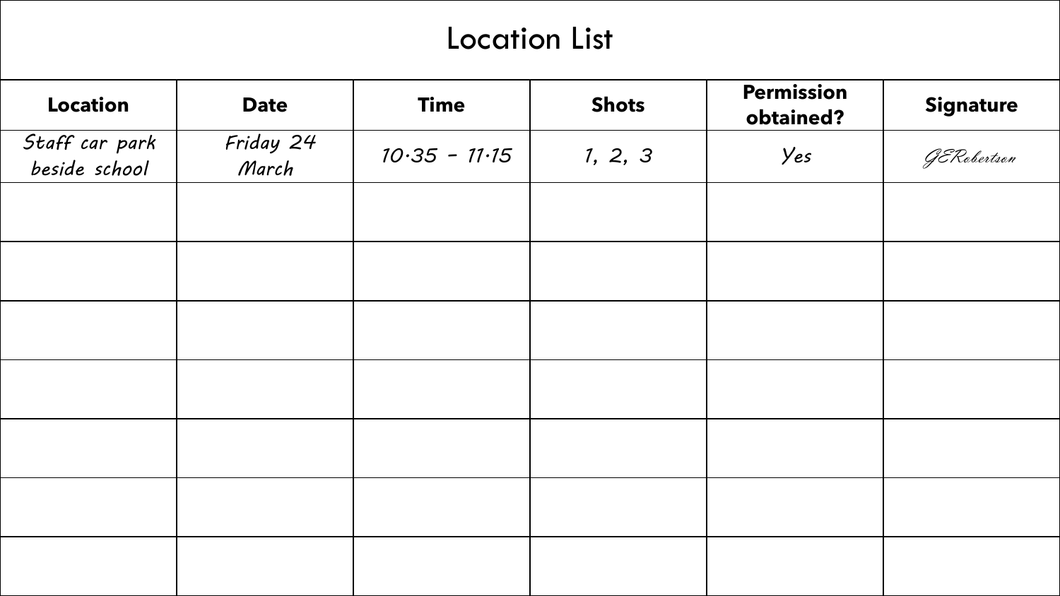# Location List

| Location | Date | Time | Shots | Permission obtained? | Signature |
|---|---|---|---|---|---|
| Staff car park beside school | Friday 24 March | 10·35 – 11·15 | 1, 2, 3 | Yes | GERobertson |
| | | | | | |
| | | | | | |
| | | | | | |
| | | | | | |
| | | | | | |
| | | | | | |
| | | | | | |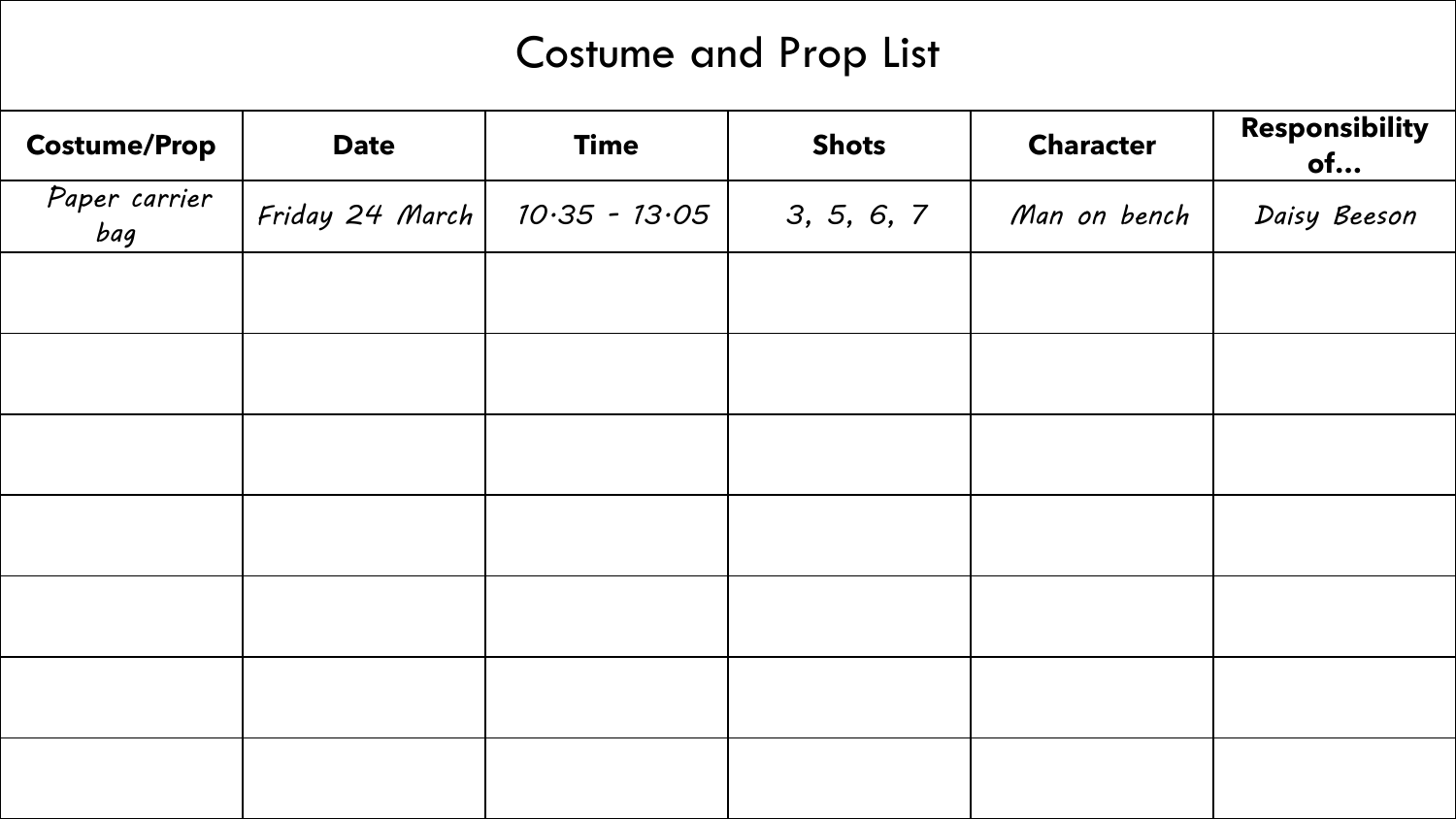# Costume and Prop List

| Costume/Prop | Date | Time | Shots | Character | Responsibility of... |
|---|---|---|---|---|---|
| Paper carrier bag | Friday 24 March | 10·35 - 13·05 | 3, 5, 6, 7 | Man on bench | Daisy Beeson |
| | | | | | |
| | | | | | |
| | | | | | |
| | | | | | |
| | | | | | |
| | | | | | |
| | | | | | |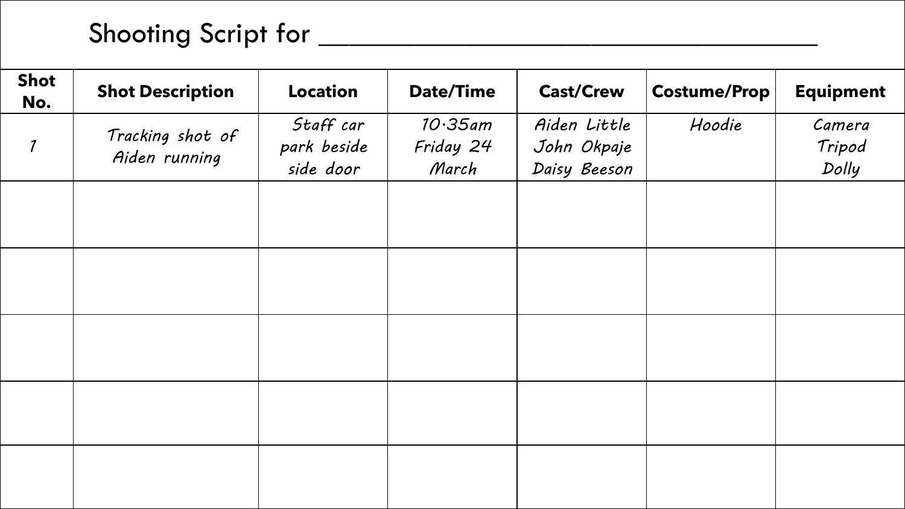# Shooting Script for ____________________________

| Shot No. | Shot Description | Location | Date/Time | Cast/Crew | Costume/Prop | Equipment |
|---|---|---|---|---|---|---|
| 1 | Tracking shot of Aiden running | Staff car park beside side door | 10·35am Friday 24 March | Aiden Little John Okpaje Daisy Beeson | Hoodie | Camera Tripod Dolly |
| | | | | | | |
| | | | | | | |
| | | | | | | |
| | | | | | | |
| | | | | | | |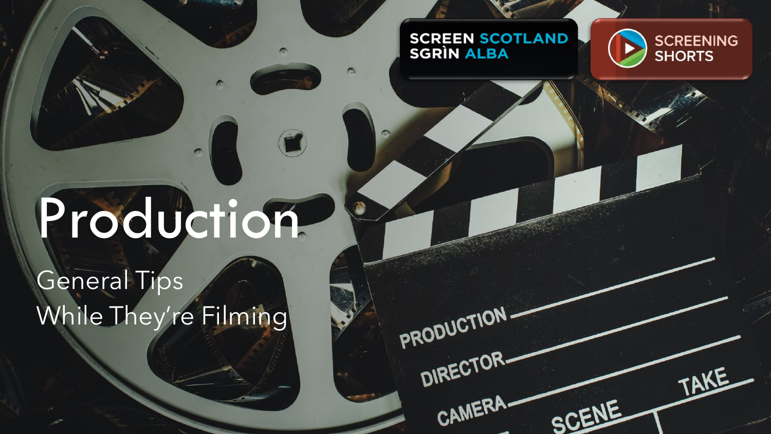# Production

General Tips

While They're Filming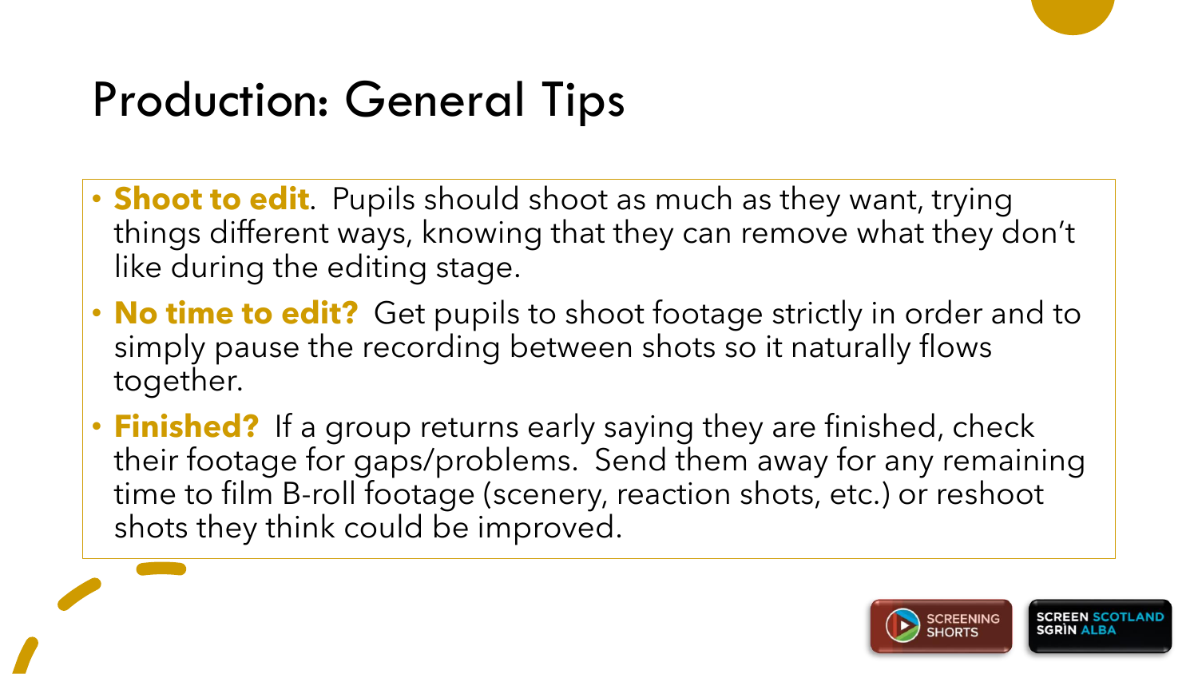# Production: General Tips

- **Shoot to edit**. Pupils should shoot as much as they want, trying things different ways, knowing that they can remove what they don't like during the editing stage.
- **No time to edit?** Get pupils to shoot footage strictly in order and to simply pause the recording between shots so it naturally flows together.
- **Finished?** If a group returns early saying they are finished, check their footage for gaps/problems. Send them away for any remaining time to film B-roll footage (scenery, reaction shots, etc.) or reshoot shots they think could be improved.

SCREENING SHORTS

SCREEN SCOTLAND SGRÌN ALBA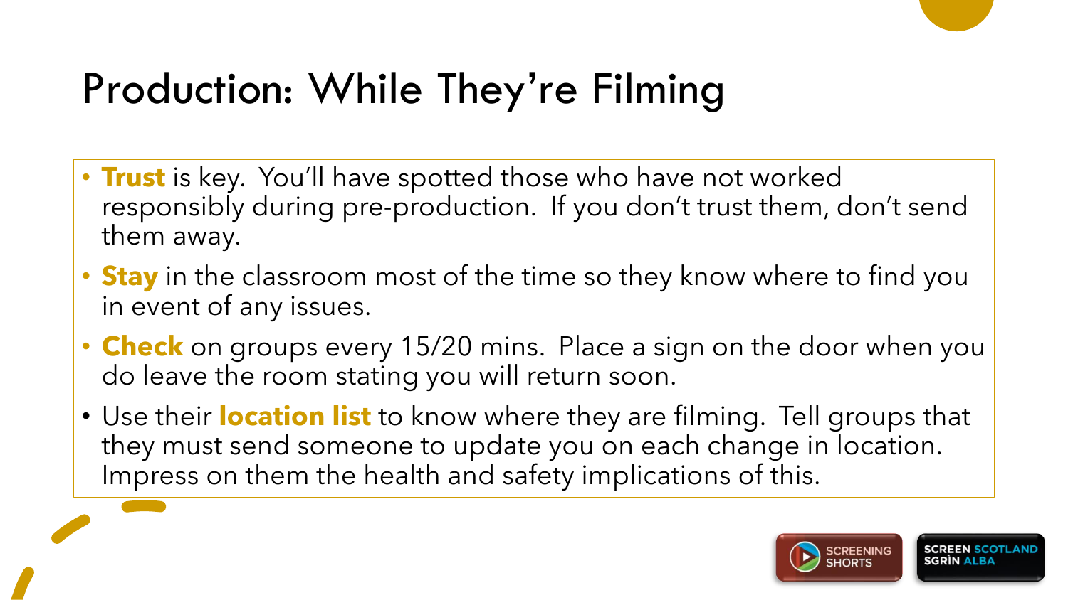# Production: While They're Filming

- **Trust** is key. You'll have spotted those who have not worked responsibly during pre-production. If you don't trust them, don't send them away.
- **Stay** in the classroom most of the time so they know where to find you in event of any issues.
- **Check** on groups every 15/20 mins. Place a sign on the door when you do leave the room stating you will return soon.
- Use their **location list** to know where they are filming. Tell groups that they must send someone to update you on each change in location. Impress on them the health and safety implications of this.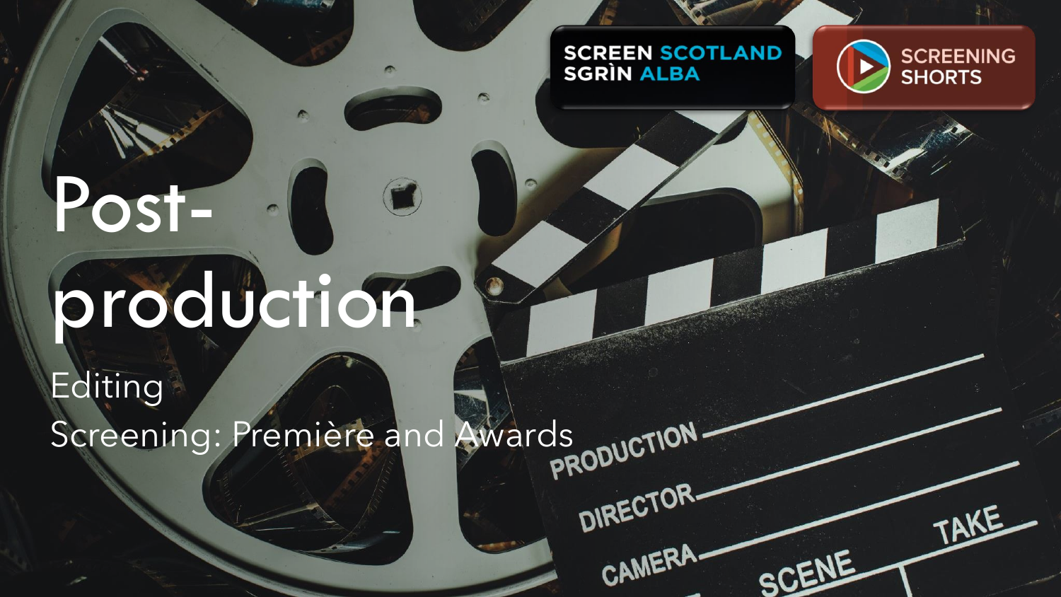# Post-production

Editing

Screening: Première and Awards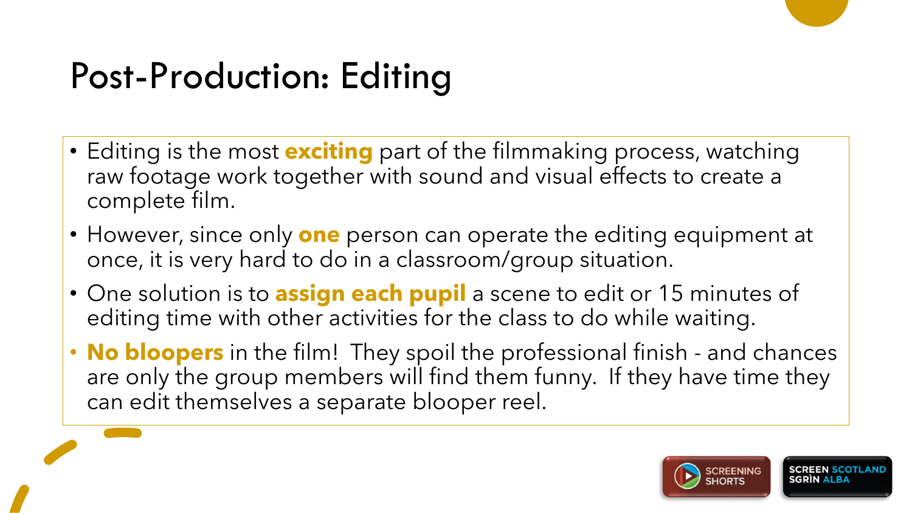# Post-Production: Editing

- Editing is the most **exciting** part of the filmmaking process, watching raw footage work together with sound and visual effects to create a complete film.
- However, since only **one** person can operate the editing equipment at once, it is very hard to do in a classroom/group situation.
- One solution is to **assign each pupil** a scene to edit or 15 minutes of editing time with other activities for the class to do while waiting.
- **No bloopers** in the film! They spoil the professional finish - and chances are only the group members will find them funny. If they have time they can edit themselves a separate blooper reel.

SCREENING SHORTS

SCREEN SCOTLAND SGRÌN ALBA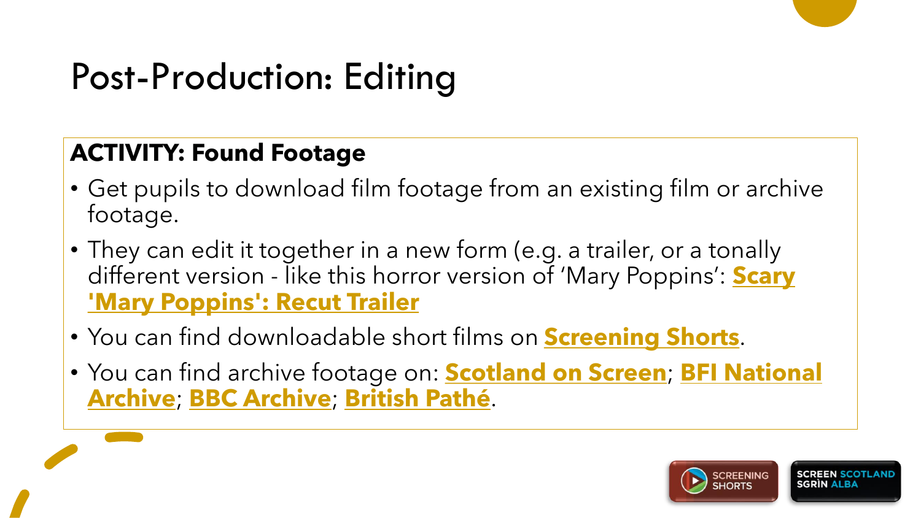# Post-Production: Editing

**ACTIVITY: Found Footage**

- Get pupils to download film footage from an existing film or archive footage.
- They can edit it together in a new form (e.g. a trailer, or a tonally different version - like this horror version of 'Mary Poppins': **Scary 'Mary Poppins': Recut Trailer**
- You can find downloadable short films on **Screening Shorts**.
- You can find archive footage on: **Scotland on Screen**; **BFI National Archive**; **BBC Archive**; **British Pathé**.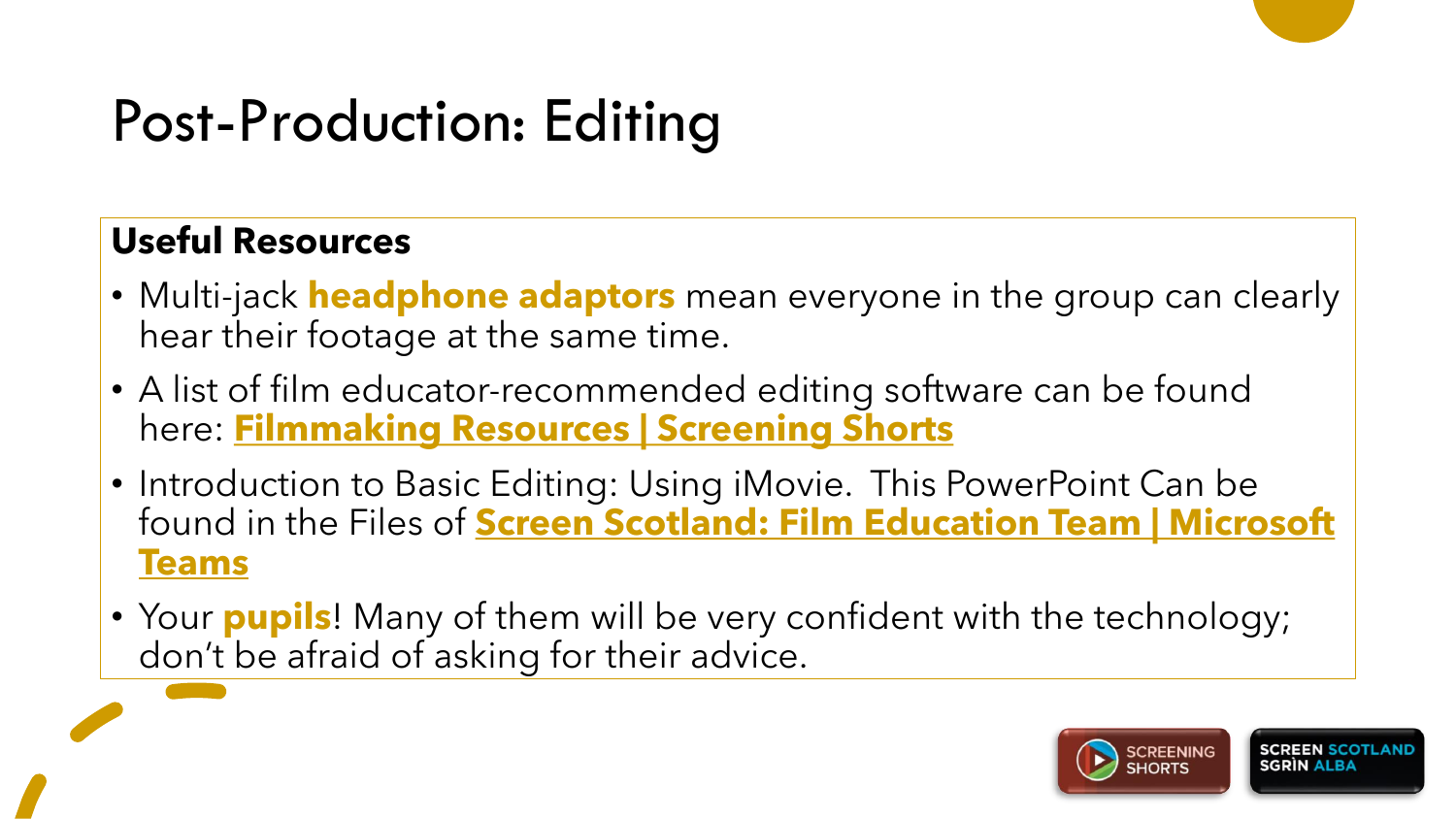# Post-Production: Editing

**Useful Resources**

- Multi-jack **headphone adaptors** mean everyone in the group can clearly hear their footage at the same time.
- A list of film educator-recommended editing software can be found here: **Filmmaking Resources | Screening Shorts**
- Introduction to Basic Editing: Using iMovie. This PowerPoint Can be found in the Files of **Screen Scotland: Film Education Team | Microsoft Teams**
- Your **pupils**! Many of them will be very confident with the technology; don't be afraid of asking for their advice.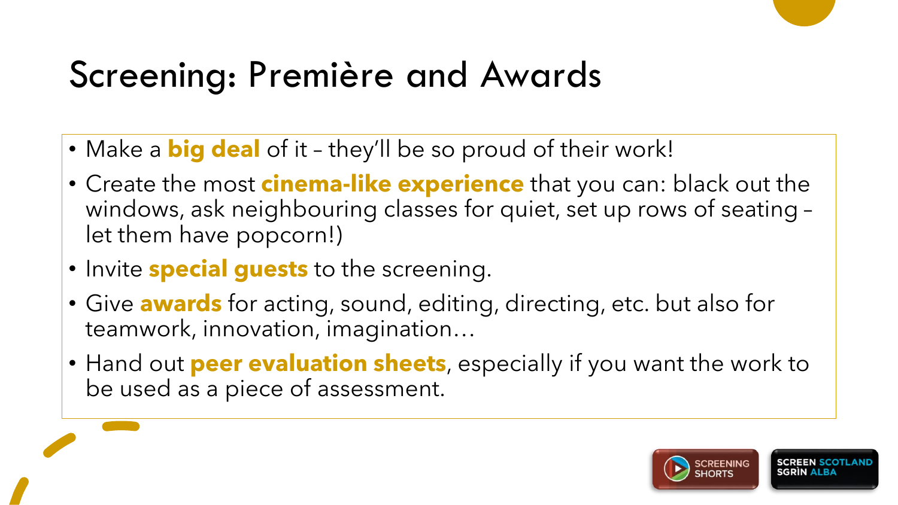# Screening: Première and Awards

- Make a **big deal** of it – they'll be so proud of their work!
- Create the most **cinema-like experience** that you can: black out the windows, ask neighbouring classes for quiet, set up rows of seating – let them have popcorn!)
- Invite **special guests** to the screening.
- Give **awards** for acting, sound, editing, directing, etc. but also for teamwork, innovation, imagination…
- Hand out **peer evaluation sheets**, especially if you want the work to be used as a piece of assessment.

SCREENING SHORTS

SCREEN SCOTLAND SGRÌN ALBA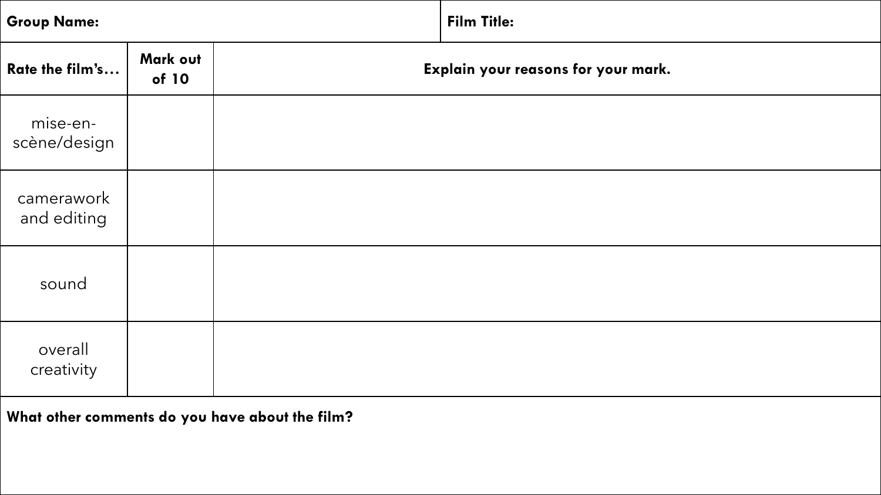| **Group Name:** | | **Film Title:** |
|---|---|---|
| **Rate the film's…** | **Mark out of 10** | **Explain your reasons for your mark.** |
| mise-en-scène/design | | |
| camerawork and editing | | |
| sound | | |
| overall creativity | | |

**What other comments do you have about the film?**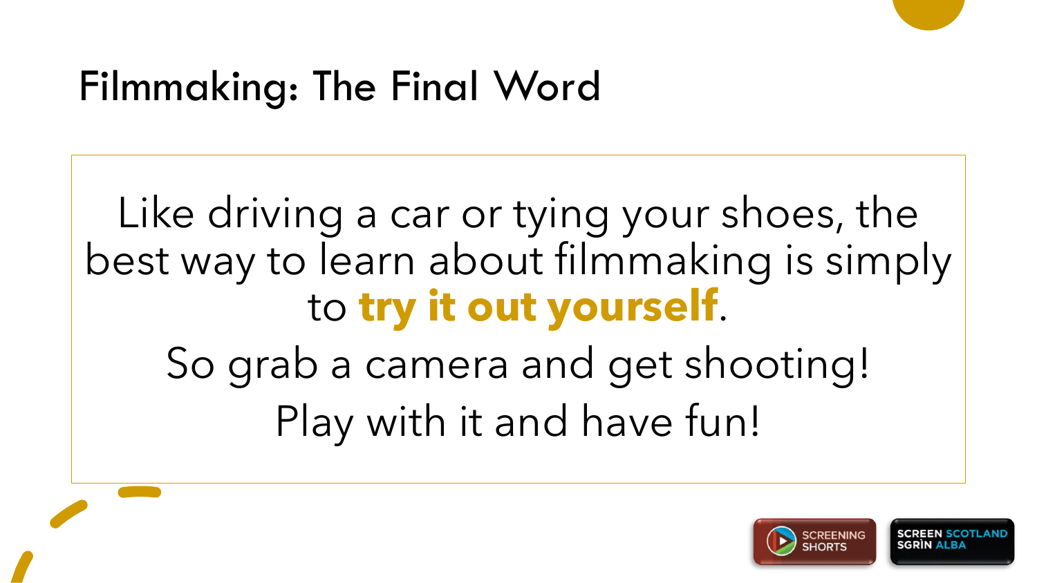# Filmmaking: The Final Word

Like driving a car or tying your shoes, the best way to learn about filmmaking is simply to **try it out yourself**.

So grab a camera and get shooting!

Play with it and have fun!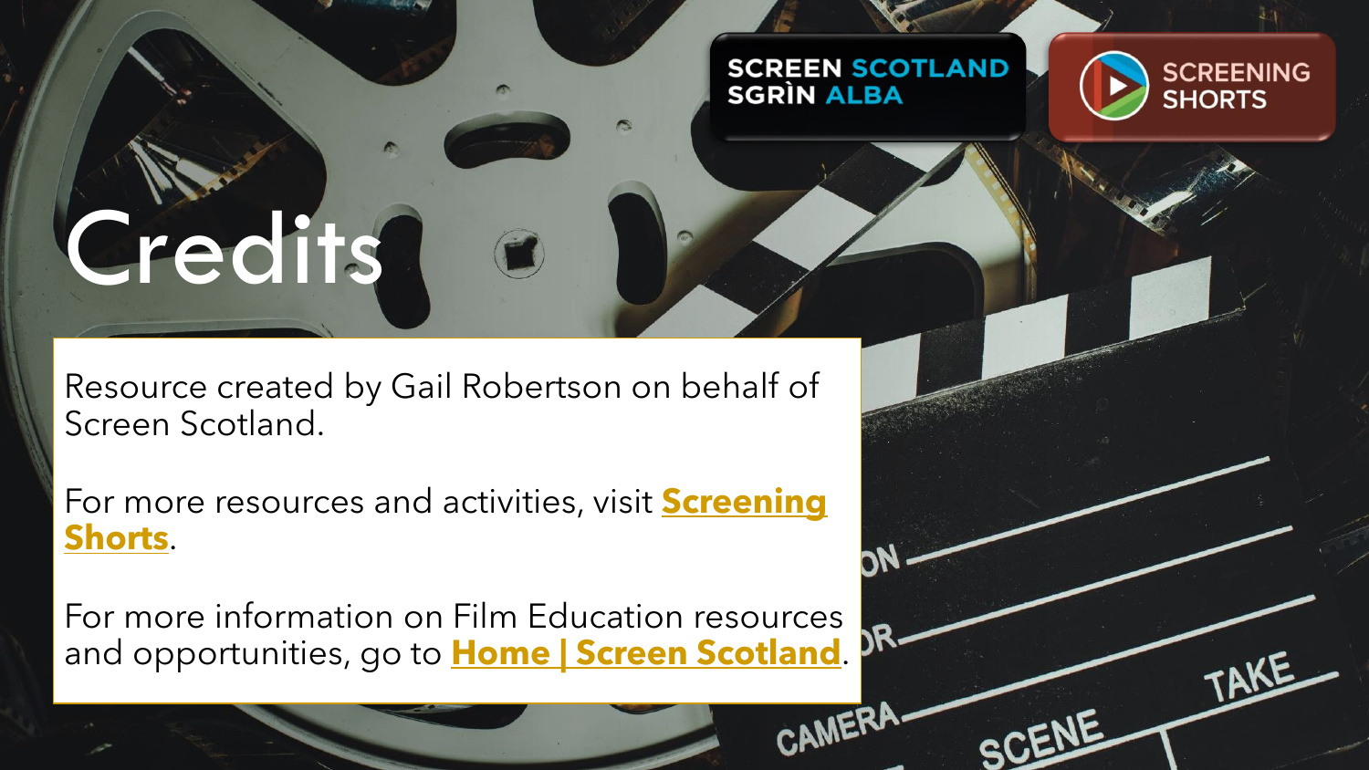# Credits

Resource created by Gail Robertson on behalf of Screen Scotland.

For more resources and activities, visit **Screening Shorts**.

For more information on Film Education resources and opportunities, go to **Home | Screen Scotland**.